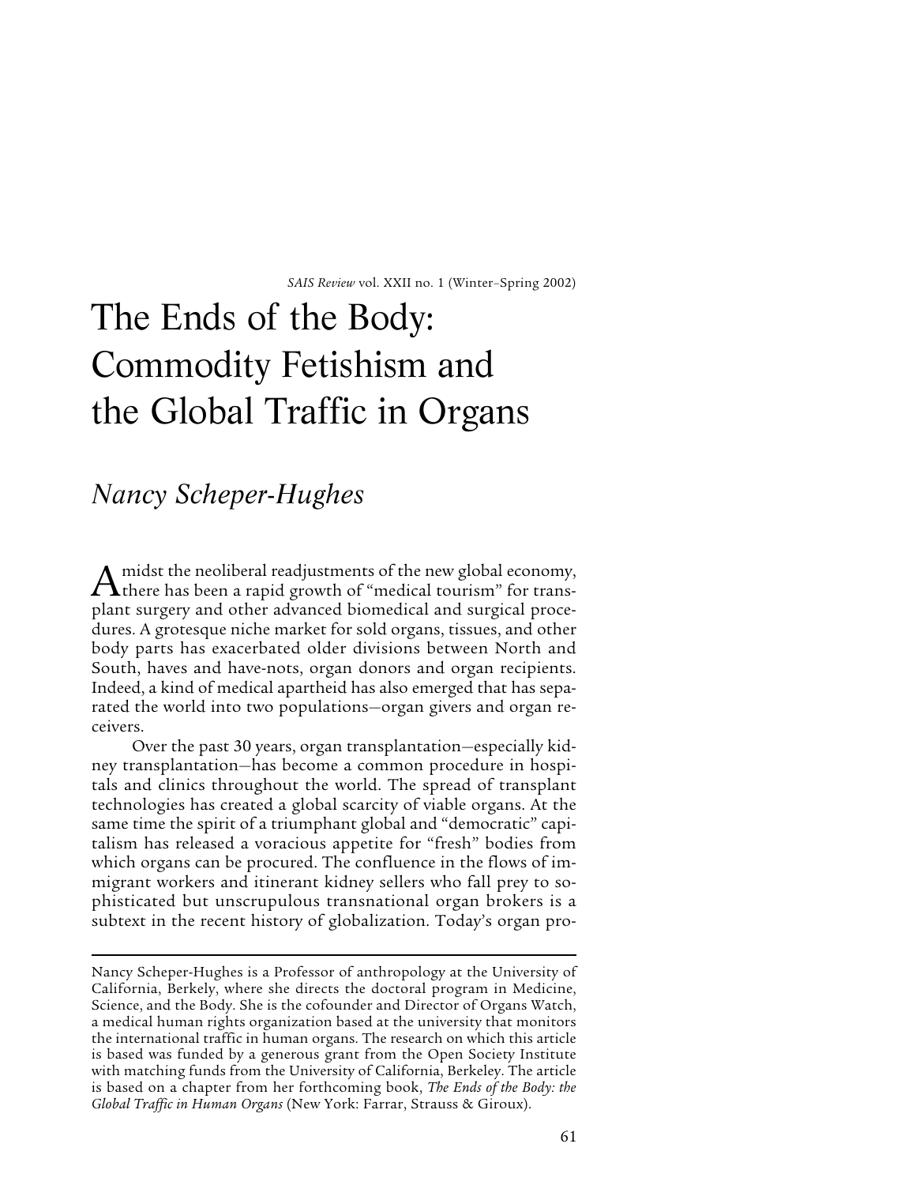# The Ends of the Body: Commodity Fetishism and the Global Traffic in Organs

*Nancy Scheper-Hughes*

Amidst the neoliberal readjustments of the new global economy, there has been a rapid growth of "medical tourism" for transplant surgery and other advanced biomedical and surgical procedures. A grotesque niche market for sold organs, tissues, and other body parts has exacerbated older divisions between North and South, haves and have-nots, organ donors and organ recipients. Indeed, a kind of medical apartheid has also emerged that has separated the world into two populations—organ givers and organ receivers.

Over the past 30 years, organ transplantation—especially kidney transplantation—has become a common procedure in hospitals and clinics throughout the world. The spread of transplant technologies has created a global scarcity of viable organs. At the same time the spirit of a triumphant global and "democratic" capitalism has released a voracious appetite for "fresh" bodies from which organs can be procured. The confluence in the flows of immigrant workers and itinerant kidney sellers who fall prey to sophisticated but unscrupulous transnational organ brokers is a subtext in the recent history of globalization. Today's organ pro-

---

Nancy Scheper-Hughes is a Professor of anthropology at the University of California, Berkely, where she directs the doctoral program in Medicine, Science, and the Body. She is the cofounder and Director of Organs Watch, a medical human rights organization based at the university that monitors the international traffic in human organs. The research on which this article is based was funded by a generous grant from the Open Society Institute with matching funds from the University of California, Berkeley. The article is based on a chapter from her forthcoming book, *The Ends of the Body: the Global Traffic in Human Organs* (New York: Farrar, Strauss & Giroux).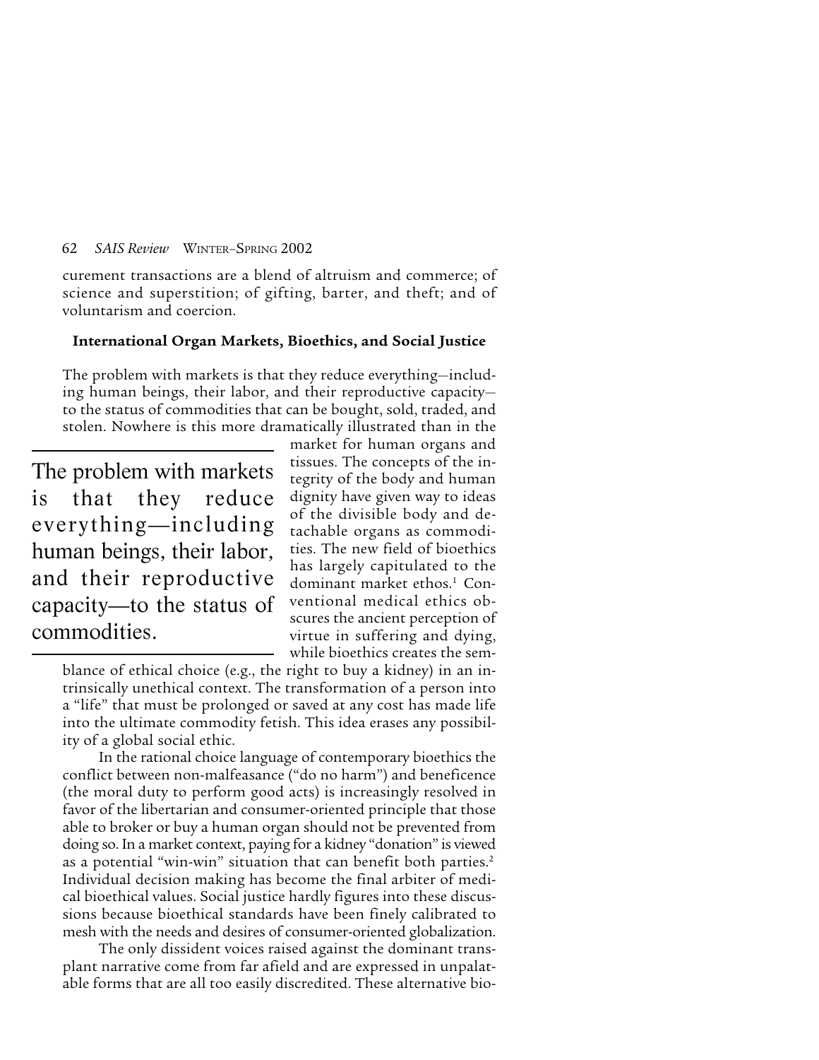curement transactions are a blend of altruism and commerce; of science and superstition; of gifting, barter, and theft; and of voluntarism and coercion.

### International Organ Markets, Bioethics, and Social Justice

The problem with markets is that they reduce everything—including human beings, their labor, and their reproductive capacity—to the status of commodities that can be bought, sold, traded, and stolen. Nowhere is this more dramatically illustrated than in the market for human organs and tissues. The concepts of the integrity of the body and human dignity have given way to ideas of the divisible body and detachable organs as commodities. The new field of bioethics has largely capitulated to the dominant market ethos.[1] Conventional medical ethics obscures the ancient perception of virtue in suffering and dying, while bioethics creates the semblance of ethical choice (e.g., the right to buy a kidney) in an intrinsically unethical context. The transformation of a person into a "life" that must be prolonged or saved at any cost has made life into the ultimate commodity fetish. This idea erases any possibility of a global social ethic.

> The problem with markets is that they reduce everything—including human beings, their labor, and their reproductive capacity—to the status of commodities.

In the rational choice language of contemporary bioethics the conflict between non-malfeasance ("do no harm") and beneficence (the moral duty to perform good acts) is increasingly resolved in favor of the libertarian and consumer-oriented principle that those able to broker or buy a human organ should not be prevented from doing so. In a market context, paying for a kidney "donation" is viewed as a potential "win-win" situation that can benefit both parties.[2] Individual decision making has become the final arbiter of medical bioethical values. Social justice hardly figures into these discussions because bioethical standards have been finely calibrated to mesh with the needs and desires of consumer-oriented globalization.

The only dissident voices raised against the dominant transplant narrative come from far afield and are expressed in unpalatable forms that are all too easily discredited. These alternative bio-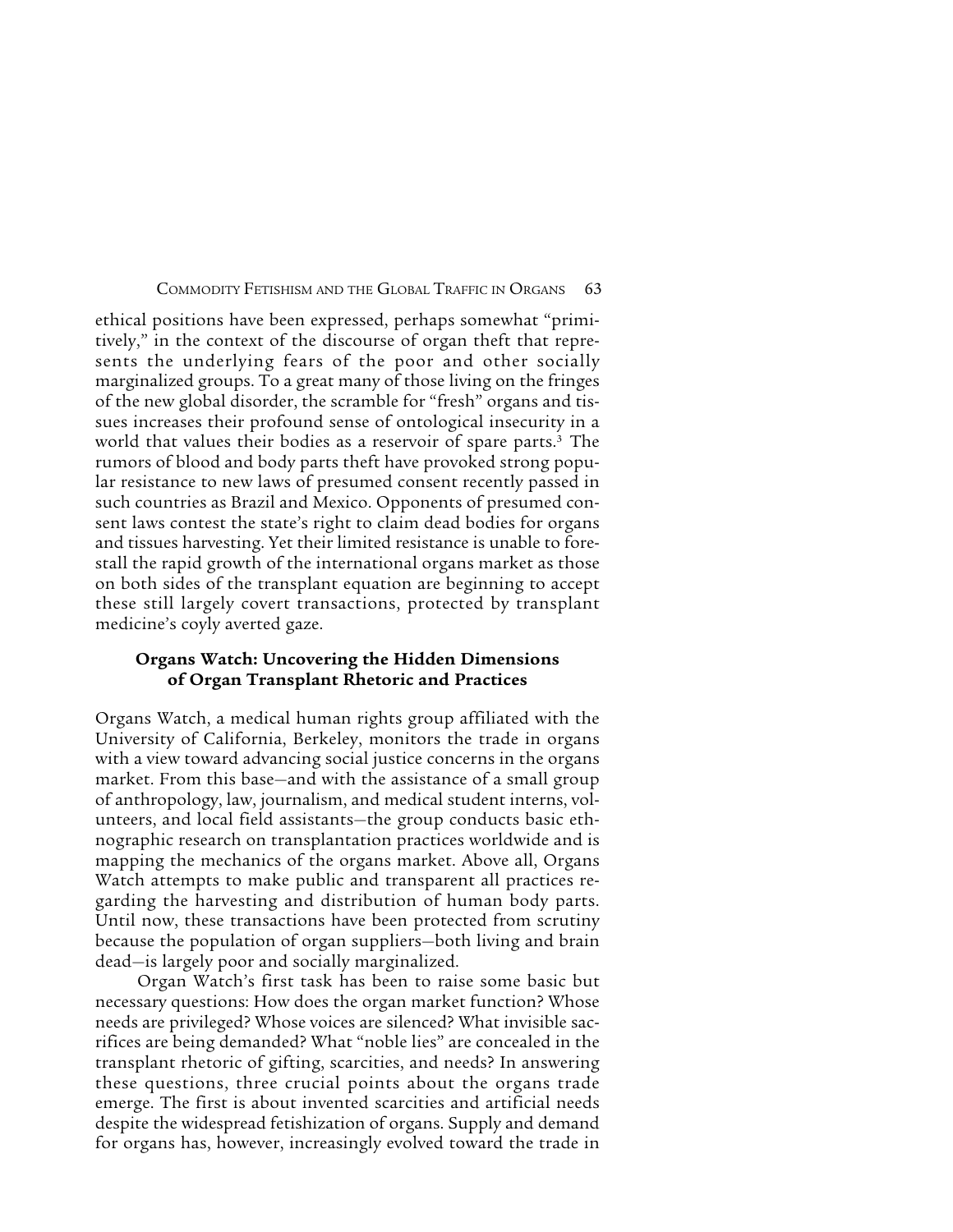ethical positions have been expressed, perhaps somewhat "primitively," in the context of the discourse of organ theft that represents the underlying fears of the poor and other socially marginalized groups. To a great many of those living on the fringes of the new global disorder, the scramble for "fresh" organs and tissues increases their profound sense of ontological insecurity in a world that values their bodies as a reservoir of spare parts.[3] The rumors of blood and body parts theft have provoked strong popular resistance to new laws of presumed consent recently passed in such countries as Brazil and Mexico. Opponents of presumed consent laws contest the state's right to claim dead bodies for organs and tissues harvesting. Yet their limited resistance is unable to forestall the rapid growth of the international organs market as those on both sides of the transplant equation are beginning to accept these still largely covert transactions, protected by transplant medicine's coyly averted gaze.

## Organs Watch: Uncovering the Hidden Dimensions of Organ Transplant Rhetoric and Practices

Organs Watch, a medical human rights group affiliated with the University of California, Berkeley, monitors the trade in organs with a view toward advancing social justice concerns in the organs market. From this base—and with the assistance of a small group of anthropology, law, journalism, and medical student interns, volunteers, and local field assistants—the group conducts basic ethnographic research on transplantation practices worldwide and is mapping the mechanics of the organs market. Above all, Organs Watch attempts to make public and transparent all practices regarding the harvesting and distribution of human body parts. Until now, these transactions have been protected from scrutiny because the population of organ suppliers—both living and brain dead—is largely poor and socially marginalized.

Organ Watch's first task has been to raise some basic but necessary questions: How does the organ market function? Whose needs are privileged? Whose voices are silenced? What invisible sacrifices are being demanded? What "noble lies" are concealed in the transplant rhetoric of gifting, scarcities, and needs? In answering these questions, three crucial points about the organs trade emerge. The first is about invented scarcities and artificial needs despite the widespread fetishization of organs. Supply and demand for organs has, however, increasingly evolved toward the trade in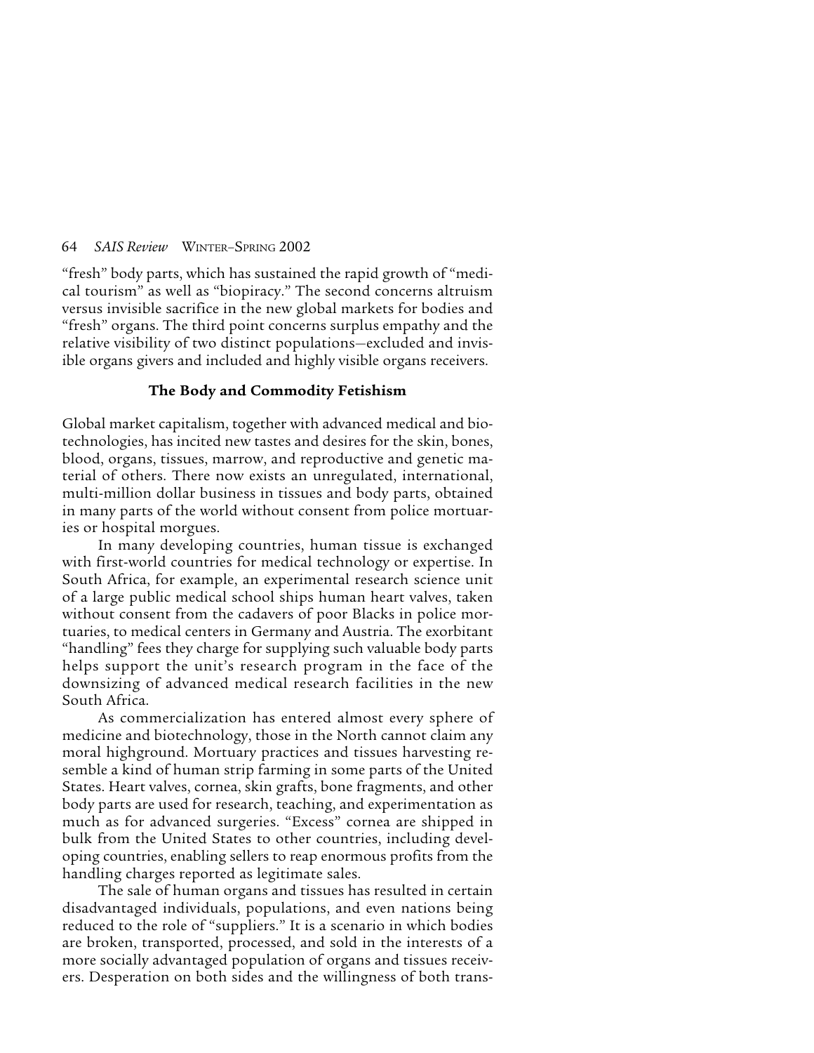"fresh" body parts, which has sustained the rapid growth of "medical tourism" as well as "biopiracy." The second concerns altruism versus invisible sacrifice in the new global markets for bodies and "fresh" organs. The third point concerns surplus empathy and the relative visibility of two distinct populations—excluded and invisible organs givers and included and highly visible organs receivers.

### The Body and Commodity Fetishism

Global market capitalism, together with advanced medical and biotechnologies, has incited new tastes and desires for the skin, bones, blood, organs, tissues, marrow, and reproductive and genetic material of others. There now exists an unregulated, international, multi-million dollar business in tissues and body parts, obtained in many parts of the world without consent from police mortuaries or hospital morgues.

In many developing countries, human tissue is exchanged with first-world countries for medical technology or expertise. In South Africa, for example, an experimental research science unit of a large public medical school ships human heart valves, taken without consent from the cadavers of poor Blacks in police mortuaries, to medical centers in Germany and Austria. The exorbitant "handling" fees they charge for supplying such valuable body parts helps support the unit's research program in the face of the downsizing of advanced medical research facilities in the new South Africa.

As commercialization has entered almost every sphere of medicine and biotechnology, those in the North cannot claim any moral highground. Mortuary practices and tissues harvesting resemble a kind of human strip farming in some parts of the United States. Heart valves, cornea, skin grafts, bone fragments, and other body parts are used for research, teaching, and experimentation as much as for advanced surgeries. "Excess" cornea are shipped in bulk from the United States to other countries, including developing countries, enabling sellers to reap enormous profits from the handling charges reported as legitimate sales.

The sale of human organs and tissues has resulted in certain disadvantaged individuals, populations, and even nations being reduced to the role of "suppliers." It is a scenario in which bodies are broken, transported, processed, and sold in the interests of a more socially advantaged population of organs and tissues receivers. Desperation on both sides and the willingness of both trans-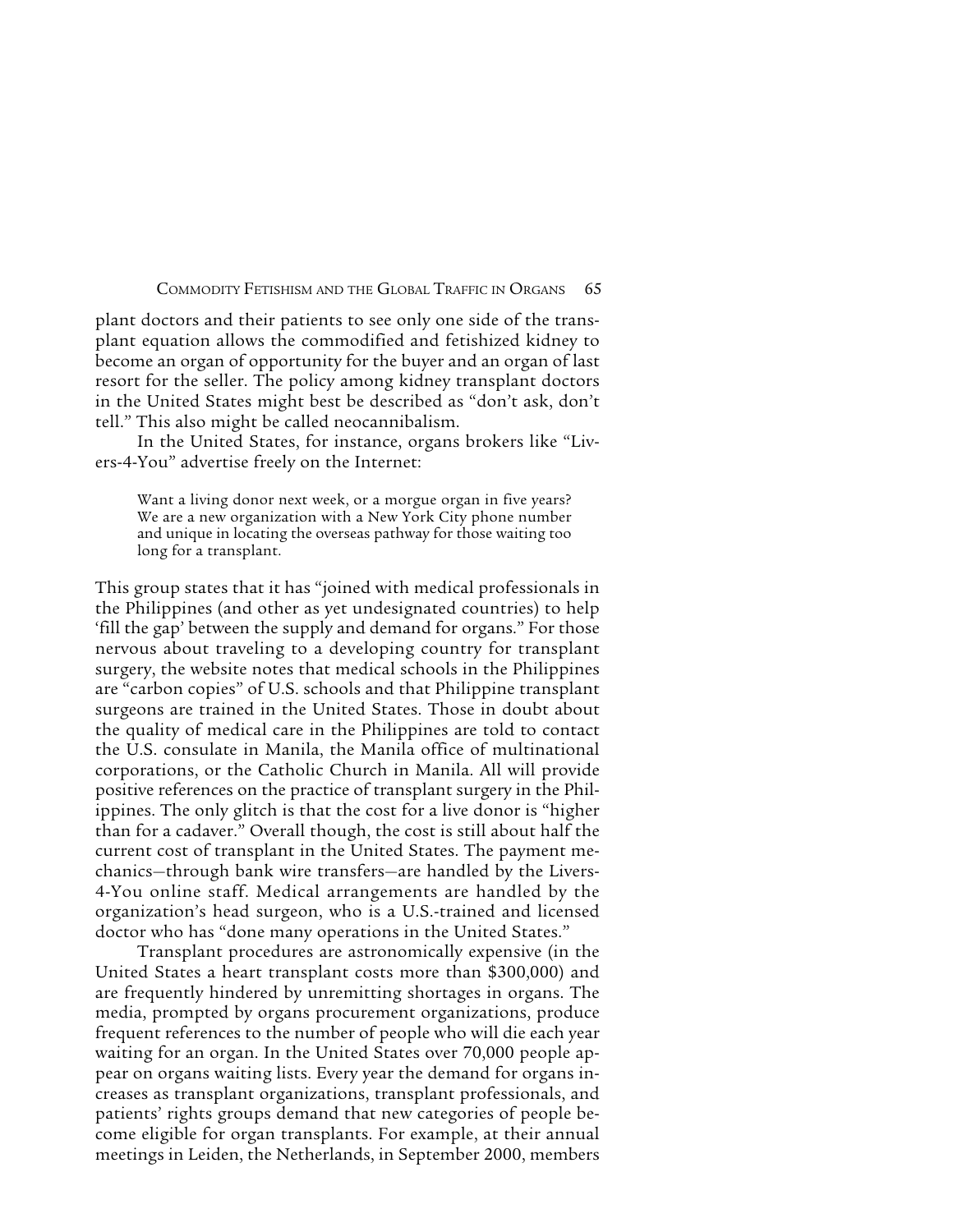plant doctors and their patients to see only one side of the transplant equation allows the commodified and fetishized kidney to become an organ of opportunity for the buyer and an organ of last resort for the seller. The policy among kidney transplant doctors in the United States might best be described as "don't ask, don't tell." This also might be called neocannibalism.

In the United States, for instance, organs brokers like "Livers-4-You" advertise freely on the Internet:

> Want a living donor next week, or a morgue organ in five years? We are a new organization with a New York City phone number and unique in locating the overseas pathway for those waiting too long for a transplant.

This group states that it has "joined with medical professionals in the Philippines (and other as yet undesignated countries) to help 'fill the gap' between the supply and demand for organs." For those nervous about traveling to a developing country for transplant surgery, the website notes that medical schools in the Philippines are "carbon copies" of U.S. schools and that Philippine transplant surgeons are trained in the United States. Those in doubt about the quality of medical care in the Philippines are told to contact the U.S. consulate in Manila, the Manila office of multinational corporations, or the Catholic Church in Manila. All will provide positive references on the practice of transplant surgery in the Philippines. The only glitch is that the cost for a live donor is "higher than for a cadaver." Overall though, the cost is still about half the current cost of transplant in the United States. The payment mechanics—through bank wire transfers—are handled by the Livers-4-You online staff. Medical arrangements are handled by the organization's head surgeon, who is a U.S.-trained and licensed doctor who has "done many operations in the United States."

Transplant procedures are astronomically expensive (in the United States a heart transplant costs more than $300,000) and are frequently hindered by unremitting shortages in organs. The media, prompted by organs procurement organizations, produce frequent references to the number of people who will die each year waiting for an organ. In the United States over 70,000 people appear on organs waiting lists. Every year the demand for organs increases as transplant organizations, transplant professionals, and patients' rights groups demand that new categories of people become eligible for organ transplants. For example, at their annual meetings in Leiden, the Netherlands, in September 2000, members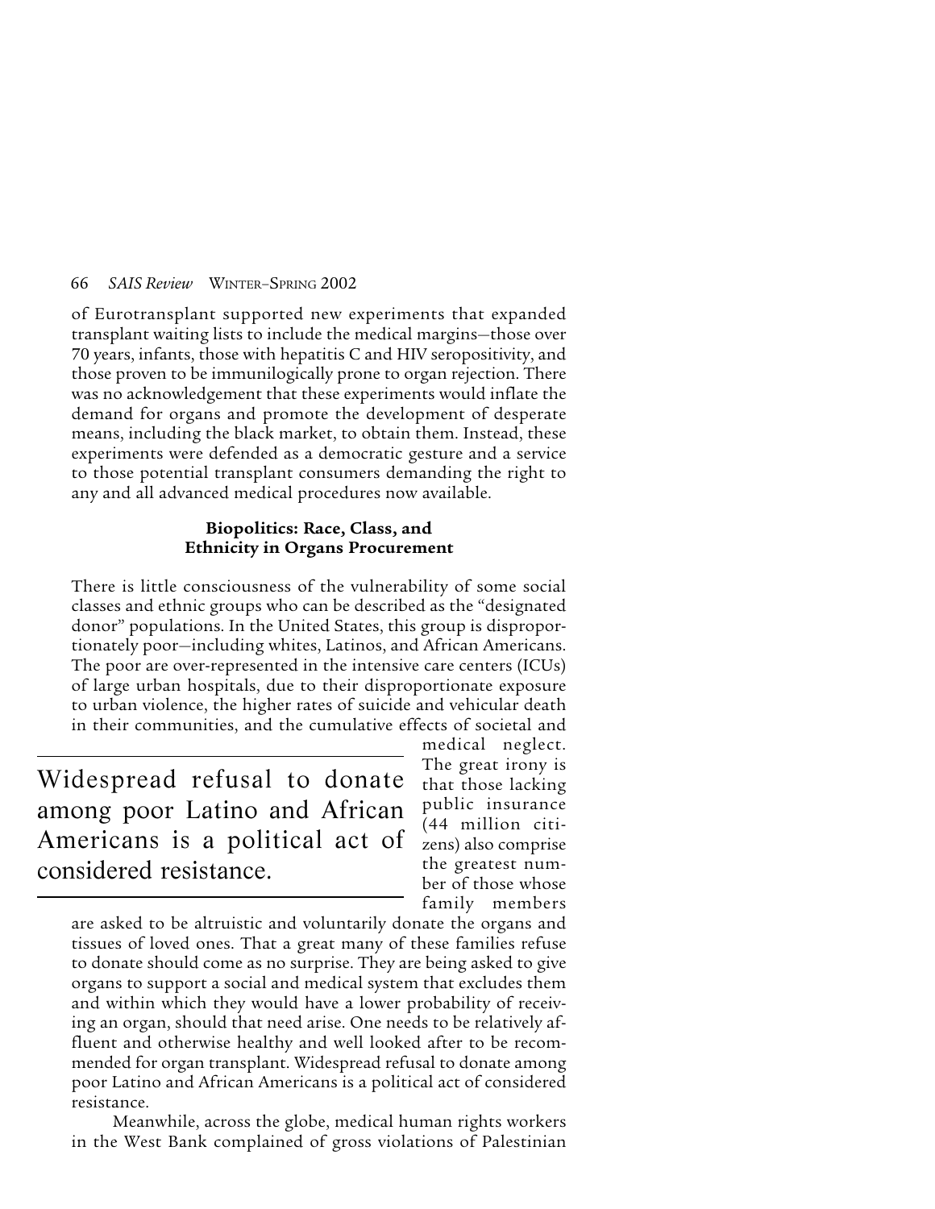of Eurotransplant supported new experiments that expanded transplant waiting lists to include the medical margins—those over 70 years, infants, those with hepatitis C and HIV seropositivity, and those proven to be immunilogically prone to organ rejection. There was no acknowledgement that these experiments would inflate the demand for organs and promote the development of desperate means, including the black market, to obtain them. Instead, these experiments were defended as a democratic gesture and a service to those potential transplant consumers demanding the right to any and all advanced medical procedures now available.

### Biopolitics: Race, Class, and Ethnicity in Organs Procurement

There is little consciousness of the vulnerability of some social classes and ethnic groups who can be described as the "designated donor" populations. In the United States, this group is disproportionately poor—including whites, Latinos, and African Americans. The poor are over-represented in the intensive care centers (ICUs) of large urban hospitals, due to their disproportionate exposure to urban violence, the higher rates of suicide and vehicular death in their communities, and the cumulative effects of societal and medical neglect. The great irony is that those lacking public insurance (44 million citizens) also comprise the greatest number of those whose family members are asked to be altruistic and voluntarily donate the organs and tissues of loved ones. That a great many of these families refuse to donate should come as no surprise. They are being asked to give organs to support a social and medical system that excludes them and within which they would have a lower probability of receiving an organ, should that need arise. One needs to be relatively affluent and otherwise healthy and well looked after to be recommended for organ transplant. Widespread refusal to donate among poor Latino and African Americans is a political act of considered resistance.

> Widespread refusal to donate among poor Latino and African Americans is a political act of considered resistance.

Meanwhile, across the globe, medical human rights workers in the West Bank complained of gross violations of Palestinian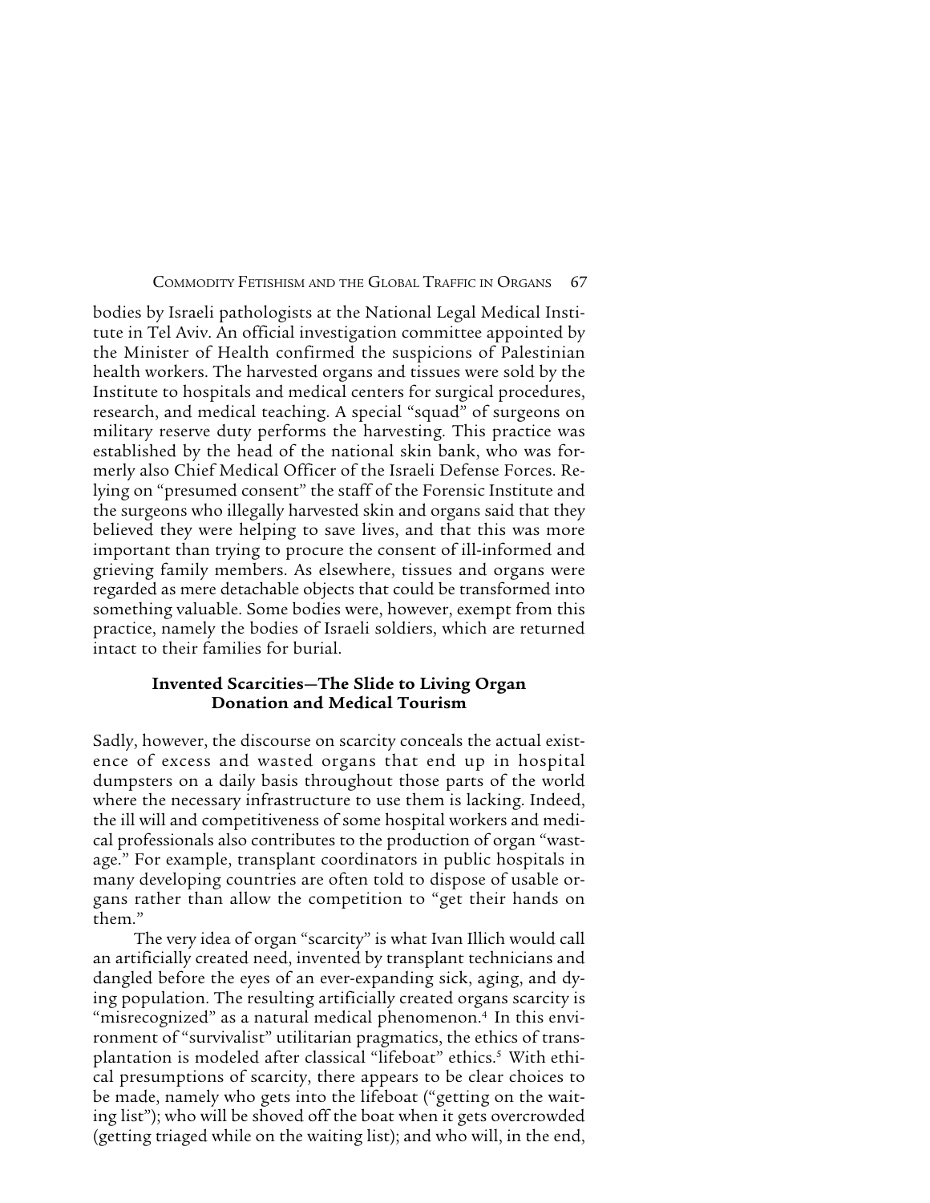bodies by Israeli pathologists at the National Legal Medical Institute in Tel Aviv. An official investigation committee appointed by the Minister of Health confirmed the suspicions of Palestinian health workers. The harvested organs and tissues were sold by the Institute to hospitals and medical centers for surgical procedures, research, and medical teaching. A special "squad" of surgeons on military reserve duty performs the harvesting. This practice was established by the head of the national skin bank, who was formerly also Chief Medical Officer of the Israeli Defense Forces. Relying on "presumed consent" the staff of the Forensic Institute and the surgeons who illegally harvested skin and organs said that they believed they were helping to save lives, and that this was more important than trying to procure the consent of ill-informed and grieving family members. As elsewhere, tissues and organs were regarded as mere detachable objects that could be transformed into something valuable. Some bodies were, however, exempt from this practice, namely the bodies of Israeli soldiers, which are returned intact to their families for burial.

## Invented Scarcities—The Slide to Living Organ Donation and Medical Tourism

Sadly, however, the discourse on scarcity conceals the actual existence of excess and wasted organs that end up in hospital dumpsters on a daily basis throughout those parts of the world where the necessary infrastructure to use them is lacking. Indeed, the ill will and competitiveness of some hospital workers and medical professionals also contributes to the production of organ "wastage." For example, transplant coordinators in public hospitals in many developing countries are often told to dispose of usable organs rather than allow the competition to "get their hands on them."

The very idea of organ "scarcity" is what Ivan Illich would call an artificially created need, invented by transplant technicians and dangled before the eyes of an ever-expanding sick, aging, and dying population. The resulting artificially created organs scarcity is "misrecognized" as a natural medical phenomenon.[4] In this environment of "survivalist" utilitarian pragmatics, the ethics of transplantation is modeled after classical "lifeboat" ethics.[5] With ethical presumptions of scarcity, there appears to be clear choices to be made, namely who gets into the lifeboat ("getting on the waiting list"); who will be shoved off the boat when it gets overcrowded (getting triaged while on the waiting list); and who will, in the end,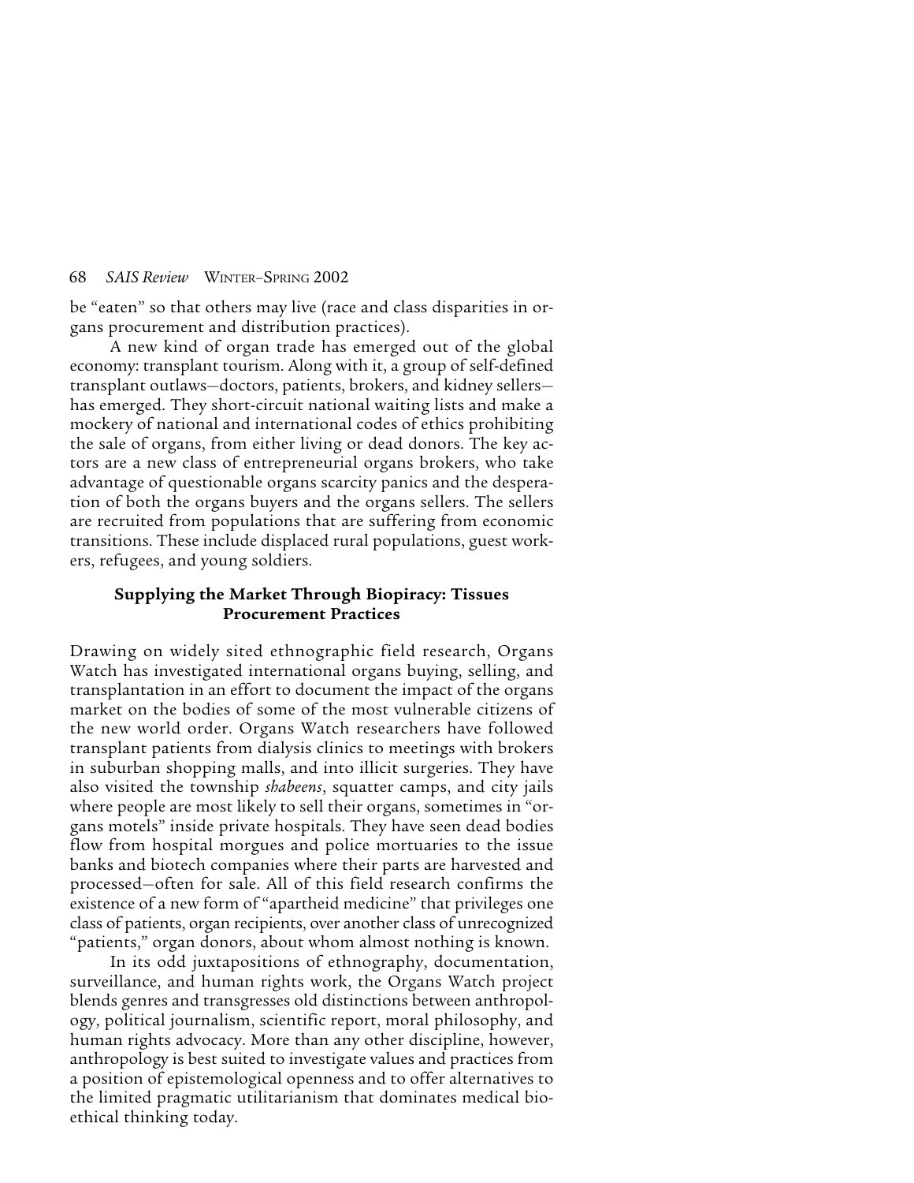be "eaten" so that others may live (race and class disparities in organs procurement and distribution practices).

A new kind of organ trade has emerged out of the global economy: transplant tourism. Along with it, a group of self-defined transplant outlaws—doctors, patients, brokers, and kidney sellers—has emerged. They short-circuit national waiting lists and make a mockery of national and international codes of ethics prohibiting the sale of organs, from either living or dead donors. The key actors are a new class of entrepreneurial organs brokers, who take advantage of questionable organs scarcity panics and the desperation of both the organs buyers and the organs sellers. The sellers are recruited from populations that are suffering from economic transitions. These include displaced rural populations, guest workers, refugees, and young soldiers.

## Supplying the Market Through Biopiracy: Tissues Procurement Practices

Drawing on widely sited ethnographic field research, Organs Watch has investigated international organs buying, selling, and transplantation in an effort to document the impact of the organs market on the bodies of some of the most vulnerable citizens of the new world order. Organs Watch researchers have followed transplant patients from dialysis clinics to meetings with brokers in suburban shopping malls, and into illicit surgeries. They have also visited the township *shabeens*, squatter camps, and city jails where people are most likely to sell their organs, sometimes in "organs motels" inside private hospitals. They have seen dead bodies flow from hospital morgues and police mortuaries to the issue banks and biotech companies where their parts are harvested and processed—often for sale. All of this field research confirms the existence of a new form of "apartheid medicine" that privileges one class of patients, organ recipients, over another class of unrecognized "patients," organ donors, about whom almost nothing is known.

In its odd juxtapositions of ethnography, documentation, surveillance, and human rights work, the Organs Watch project blends genres and transgresses old distinctions between anthropology, political journalism, scientific report, moral philosophy, and human rights advocacy. More than any other discipline, however, anthropology is best suited to investigate values and practices from a position of epistemological openness and to offer alternatives to the limited pragmatic utilitarianism that dominates medical bioethical thinking today.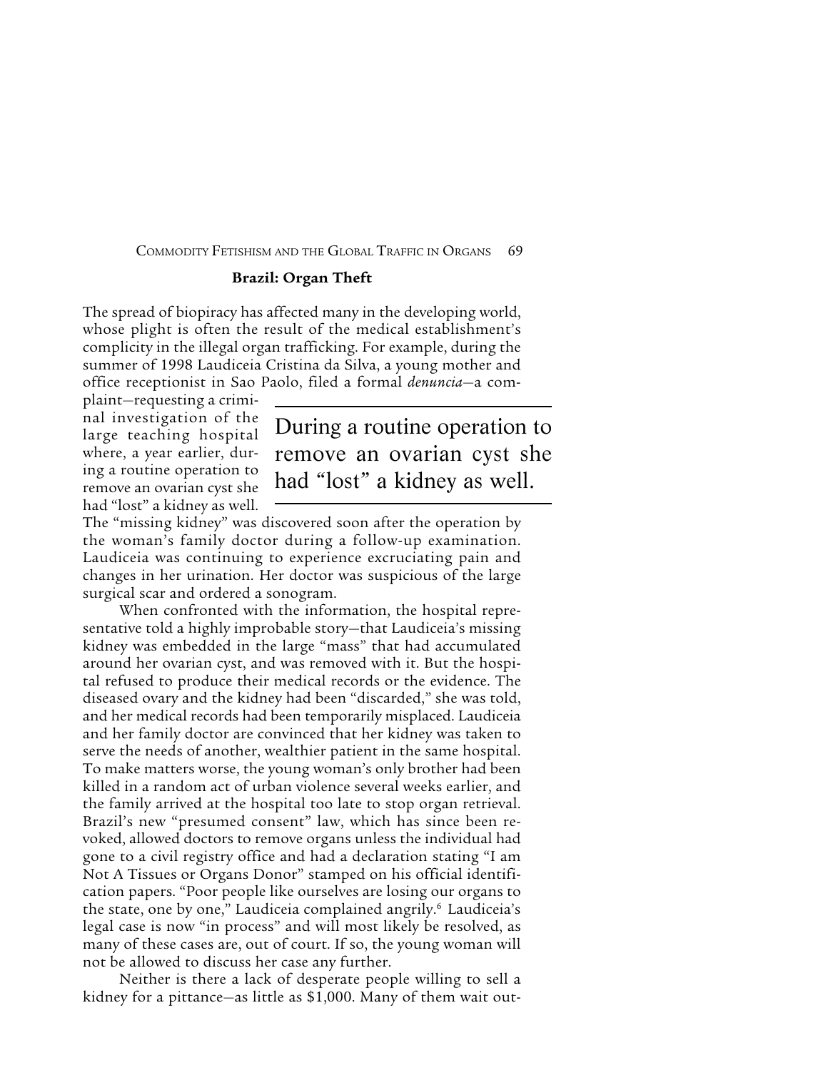## Brazil: Organ Theft

The spread of biopiracy has affected many in the developing world, whose plight is often the result of the medical establishment's complicity in the illegal organ trafficking. For example, during the summer of 1998 Laudiceia Cristina da Silva, a young mother and office receptionist in Sao Paolo, filed a formal *denuncia*—a complaint—requesting a criminal investigation of the large teaching hospital where, a year earlier, during a routine operation to remove an ovarian cyst she had "lost" a kidney as well.

> During a routine operation to remove an ovarian cyst she had "lost" a kidney as well.

The "missing kidney" was discovered soon after the operation by the woman's family doctor during a follow-up examination. Laudiceia was continuing to experience excruciating pain and changes in her urination. Her doctor was suspicious of the large surgical scar and ordered a sonogram.

When confronted with the information, the hospital representative told a highly improbable story—that Laudiceia's missing kidney was embedded in the large "mass" that had accumulated around her ovarian cyst, and was removed with it. But the hospital refused to produce their medical records or the evidence. The diseased ovary and the kidney had been "discarded," she was told, and her medical records had been temporarily misplaced. Laudiceia and her family doctor are convinced that her kidney was taken to serve the needs of another, wealthier patient in the same hospital. To make matters worse, the young woman's only brother had been killed in a random act of urban violence several weeks earlier, and the family arrived at the hospital too late to stop organ retrieval. Brazil's new "presumed consent" law, which has since been revoked, allowed doctors to remove organs unless the individual had gone to a civil registry office and had a declaration stating "I am Not A Tissues or Organs Donor" stamped on his official identification papers. "Poor people like ourselves are losing our organs to the state, one by one," Laudiceia complained angrily.[6] Laudiceia's legal case is now "in process" and will most likely be resolved, as many of these cases are, out of court. If so, the young woman will not be allowed to discuss her case any further.

Neither is there a lack of desperate people willing to sell a kidney for a pittance—as little as $1,000. Many of them wait out-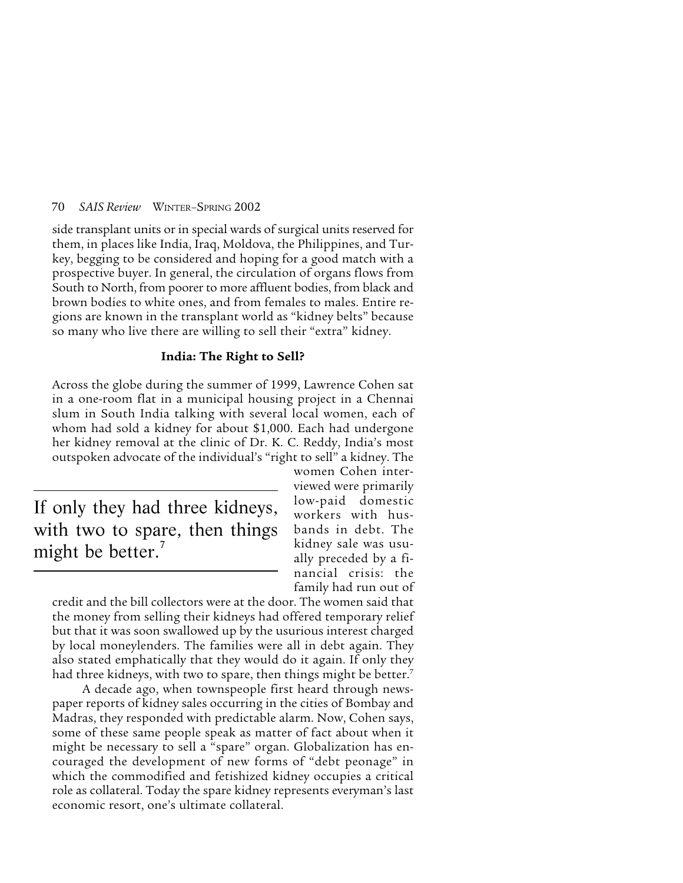side transplant units or in special wards of surgical units reserved for them, in places like India, Iraq, Moldova, the Philippines, and Turkey, begging to be considered and hoping for a good match with a prospective buyer. In general, the circulation of organs flows from South to North, from poorer to more affluent bodies, from black and brown bodies to white ones, and from females to males. Entire regions are known in the transplant world as "kidney belts" because so many who live there are willing to sell their "extra" kidney.

### India: The Right to Sell?

Across the globe during the summer of 1999, Lawrence Cohen sat in a one-room flat in a municipal housing project in a Chennai slum in South India talking with several local women, each of whom had sold a kidney for about $1,000. Each had undergone her kidney removal at the clinic of Dr. K. C. Reddy, India's most outspoken advocate of the individual's "right to sell" a kidney. The women Cohen interviewed were primarily low-paid domestic workers with husbands in debt. The kidney sale was usually preceded by a financial crisis: the family had run out of credit and the bill collectors were at the door. The women said that the money from selling their kidneys had offered temporary relief but that it was soon swallowed up by the usurious interest charged by local moneylenders. The families were all in debt again. They also stated emphatically that they would do it again. If only they had three kidneys, with two to spare, then things might be better.[7]

> If only they had three kidneys, with two to spare, then things might be better.[7]

A decade ago, when townspeople first heard through newspaper reports of kidney sales occurring in the cities of Bombay and Madras, they responded with predictable alarm. Now, Cohen says, some of these same people speak as matter of fact about when it might be necessary to sell a "spare" organ. Globalization has encouraged the development of new forms of "debt peonage" in which the commodified and fetishized kidney occupies a critical role as collateral. Today the spare kidney represents everyman's last economic resort, one's ultimate collateral.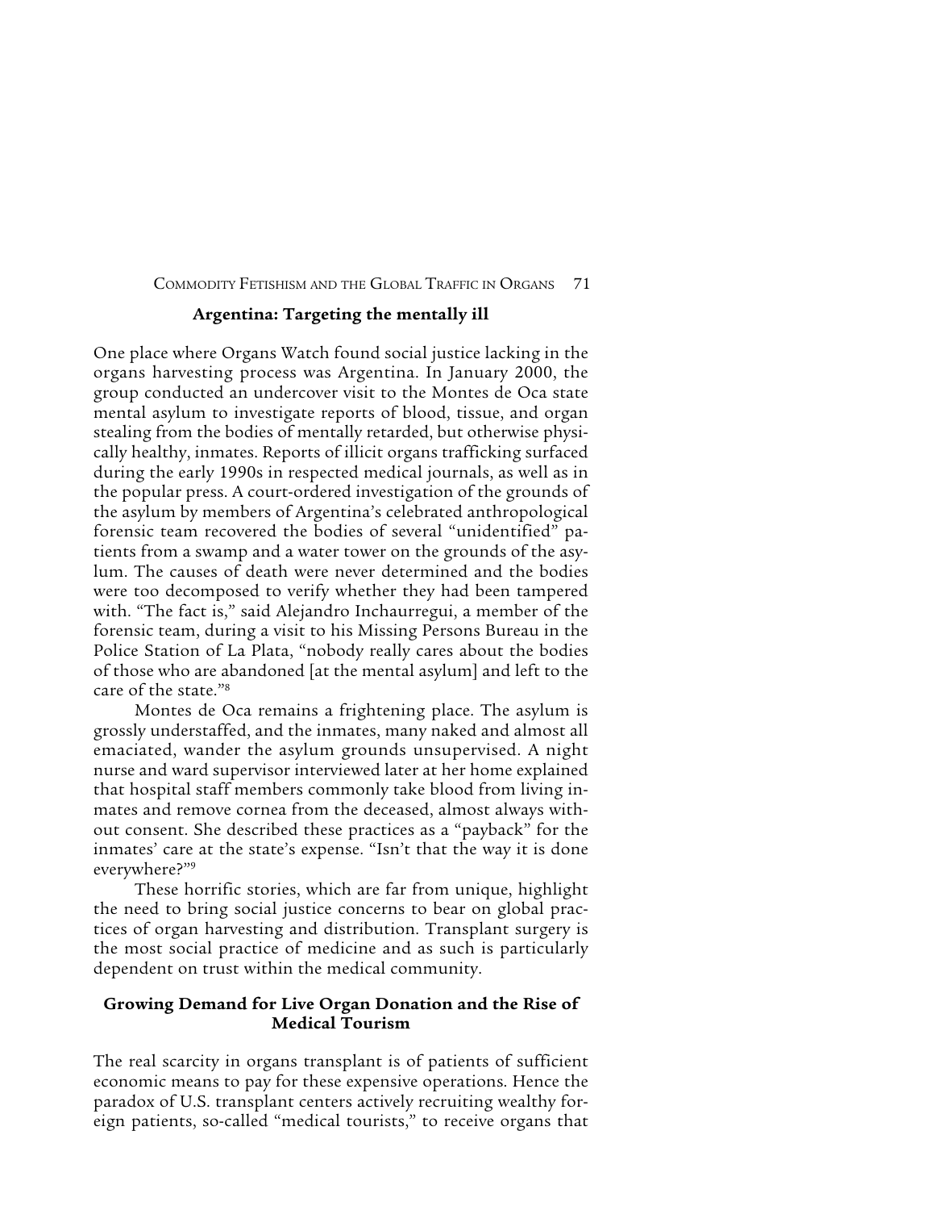### Argentina: Targeting the mentally ill

One place where Organs Watch found social justice lacking in the organs harvesting process was Argentina. In January 2000, the group conducted an undercover visit to the Montes de Oca state mental asylum to investigate reports of blood, tissue, and organ stealing from the bodies of mentally retarded, but otherwise physically healthy, inmates. Reports of illicit organs trafficking surfaced during the early 1990s in respected medical journals, as well as in the popular press. A court-ordered investigation of the grounds of the asylum by members of Argentina's celebrated anthropological forensic team recovered the bodies of several "unidentified" patients from a swamp and a water tower on the grounds of the asylum. The causes of death were never determined and the bodies were too decomposed to verify whether they had been tampered with. "The fact is," said Alejandro Inchaurregui, a member of the forensic team, during a visit to his Missing Persons Bureau in the Police Station of La Plata, "nobody really cares about the bodies of those who are abandoned [at the mental asylum] and left to the care of the state."[8]

Montes de Oca remains a frightening place. The asylum is grossly understaffed, and the inmates, many naked and almost all emaciated, wander the asylum grounds unsupervised. A night nurse and ward supervisor interviewed later at her home explained that hospital staff members commonly take blood from living inmates and remove cornea from the deceased, almost always without consent. She described these practices as a "payback" for the inmates' care at the state's expense. "Isn't that the way it is done everywhere?"[9]

These horrific stories, which are far from unique, highlight the need to bring social justice concerns to bear on global practices of organ harvesting and distribution. Transplant surgery is the most social practice of medicine and as such is particularly dependent on trust within the medical community.

## Growing Demand for Live Organ Donation and the Rise of Medical Tourism

The real scarcity in organs transplant is of patients of sufficient economic means to pay for these expensive operations. Hence the paradox of U.S. transplant centers actively recruiting wealthy foreign patients, so-called "medical tourists," to receive organs that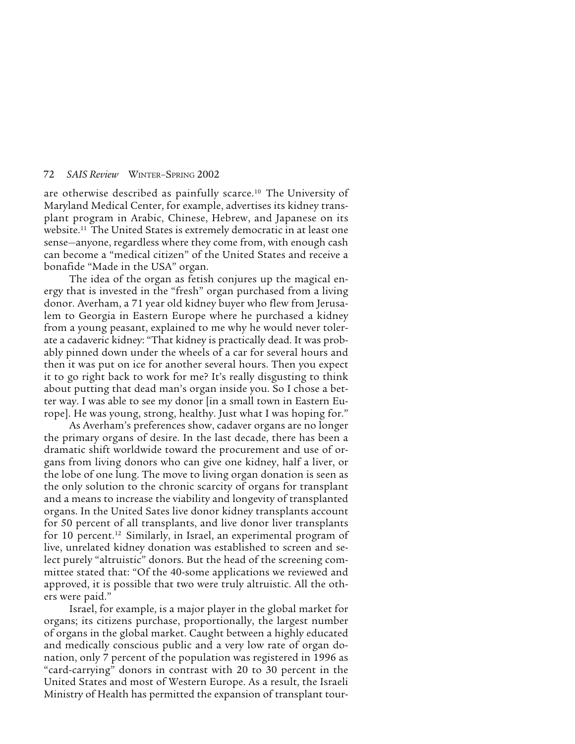are otherwise described as painfully scarce.[10] The University of Maryland Medical Center, for example, advertises its kidney transplant program in Arabic, Chinese, Hebrew, and Japanese on its website.[11] The United States is extremely democratic in at least one sense—anyone, regardless where they come from, with enough cash can become a "medical citizen" of the United States and receive a bonafide "Made in the USA" organ.

The idea of the organ as fetish conjures up the magical energy that is invested in the "fresh" organ purchased from a living donor. Averham, a 71 year old kidney buyer who flew from Jerusalem to Georgia in Eastern Europe where he purchased a kidney from a young peasant, explained to me why he would never tolerate a cadaveric kidney: "That kidney is practically dead. It was probably pinned down under the wheels of a car for several hours and then it was put on ice for another several hours. Then you expect it to go right back to work for me? It's really disgusting to think about putting that dead man's organ inside you. So I chose a better way. I was able to see my donor [in a small town in Eastern Europe]. He was young, strong, healthy. Just what I was hoping for."

As Averham's preferences show, cadaver organs are no longer the primary organs of desire. In the last decade, there has been a dramatic shift worldwide toward the procurement and use of organs from living donors who can give one kidney, half a liver, or the lobe of one lung. The move to living organ donation is seen as the only solution to the chronic scarcity of organs for transplant and a means to increase the viability and longevity of transplanted organs. In the United Sates live donor kidney transplants account for 50 percent of all transplants, and live donor liver transplants for 10 percent.[12] Similarly, in Israel, an experimental program of live, unrelated kidney donation was established to screen and select purely "altruistic" donors. But the head of the screening committee stated that: "Of the 40-some applications we reviewed and approved, it is possible that two were truly altruistic. All the others were paid."

Israel, for example, is a major player in the global market for organs; its citizens purchase, proportionally, the largest number of organs in the global market. Caught between a highly educated and medically conscious public and a very low rate of organ donation, only 7 percent of the population was registered in 1996 as "card-carrying" donors in contrast with 20 to 30 percent in the United States and most of Western Europe. As a result, the Israeli Ministry of Health has permitted the expansion of transplant tour-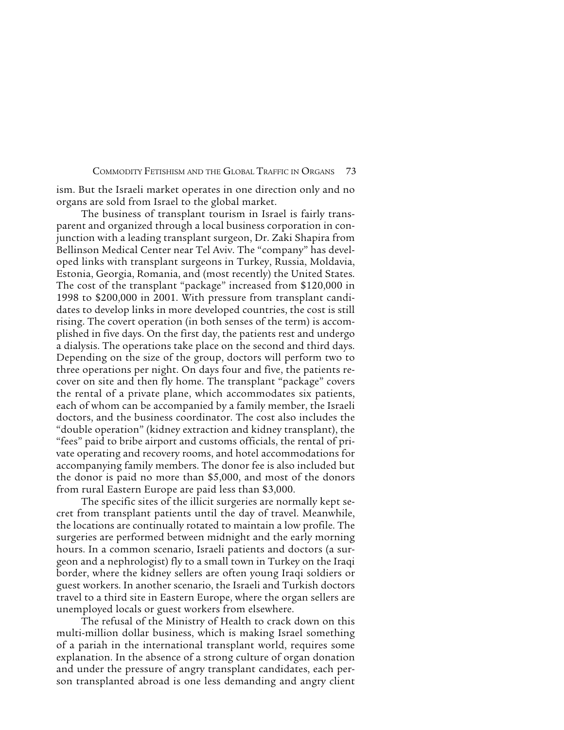ism. But the Israeli market operates in one direction only and no organs are sold from Israel to the global market.

The business of transplant tourism in Israel is fairly transparent and organized through a local business corporation in conjunction with a leading transplant surgeon, Dr. Zaki Shapira from Bellinson Medical Center near Tel Aviv. The "company" has developed links with transplant surgeons in Turkey, Russia, Moldavia, Estonia, Georgia, Romania, and (most recently) the United States. The cost of the transplant "package" increased from $120,000 in 1998 to $200,000 in 2001. With pressure from transplant candidates to develop links in more developed countries, the cost is still rising. The covert operation (in both senses of the term) is accomplished in five days. On the first day, the patients rest and undergo a dialysis. The operations take place on the second and third days. Depending on the size of the group, doctors will perform two to three operations per night. On days four and five, the patients recover on site and then fly home. The transplant "package" covers the rental of a private plane, which accommodates six patients, each of whom can be accompanied by a family member, the Israeli doctors, and the business coordinator. The cost also includes the "double operation" (kidney extraction and kidney transplant), the "fees" paid to bribe airport and customs officials, the rental of private operating and recovery rooms, and hotel accommodations for accompanying family members. The donor fee is also included but the donor is paid no more than $5,000, and most of the donors from rural Eastern Europe are paid less than $3,000.

The specific sites of the illicit surgeries are normally kept secret from transplant patients until the day of travel. Meanwhile, the locations are continually rotated to maintain a low profile. The surgeries are performed between midnight and the early morning hours. In a common scenario, Israeli patients and doctors (a surgeon and a nephrologist) fly to a small town in Turkey on the Iraqi border, where the kidney sellers are often young Iraqi soldiers or guest workers. In another scenario, the Israeli and Turkish doctors travel to a third site in Eastern Europe, where the organ sellers are unemployed locals or guest workers from elsewhere.

The refusal of the Ministry of Health to crack down on this multi-million dollar business, which is making Israel something of a pariah in the international transplant world, requires some explanation. In the absence of a strong culture of organ donation and under the pressure of angry transplant candidates, each person transplanted abroad is one less demanding and angry client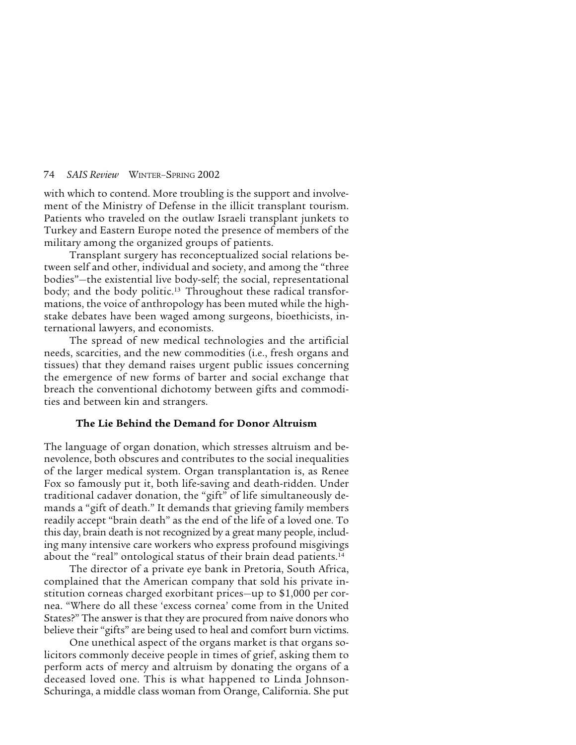with which to contend. More troubling is the support and involvement of the Ministry of Defense in the illicit transplant tourism. Patients who traveled on the outlaw Israeli transplant junkets to Turkey and Eastern Europe noted the presence of members of the military among the organized groups of patients.

Transplant surgery has reconceptualized social relations between self and other, individual and society, and among the "three bodies"—the existential live body-self; the social, representational body; and the body politic.[13] Throughout these radical transformations, the voice of anthropology has been muted while the high-stake debates have been waged among surgeons, bioethicists, international lawyers, and economists.

The spread of new medical technologies and the artificial needs, scarcities, and the new commodities (i.e., fresh organs and tissues) that they demand raises urgent public issues concerning the emergence of new forms of barter and social exchange that breach the conventional dichotomy between gifts and commodities and between kin and strangers.

### The Lie Behind the Demand for Donor Altruism

The language of organ donation, which stresses altruism and benevolence, both obscures and contributes to the social inequalities of the larger medical system. Organ transplantation is, as Renee Fox so famously put it, both life-saving and death-ridden. Under traditional cadaver donation, the "gift" of life simultaneously demands a "gift of death." It demands that grieving family members readily accept "brain death" as the end of the life of a loved one. To this day, brain death is not recognized by a great many people, including many intensive care workers who express profound misgivings about the "real" ontological status of their brain dead patients.[14]

The director of a private eye bank in Pretoria, South Africa, complained that the American company that sold his private institution corneas charged exorbitant prices—up to $1,000 per cornea. "Where do all these 'excess cornea' come from in the United States?" The answer is that they are procured from naive donors who believe their "gifts" are being used to heal and comfort burn victims.

One unethical aspect of the organs market is that organs solicitors commonly deceive people in times of grief, asking them to perform acts of mercy and altruism by donating the organs of a deceased loved one. This is what happened to Linda Johnson-Schuringa, a middle class woman from Orange, California. She put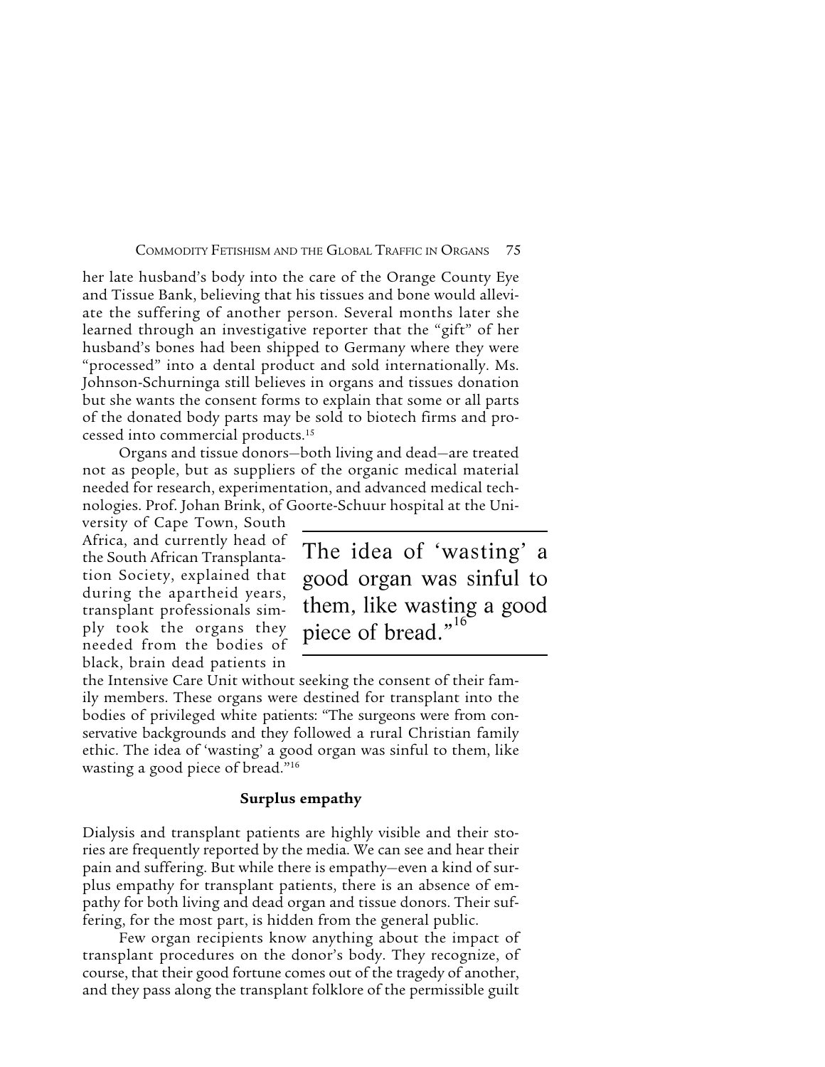her late husband's body into the care of the Orange County Eye and Tissue Bank, believing that his tissues and bone would alleviate the suffering of another person. Several months later she learned through an investigative reporter that the "gift" of her husband's bones had been shipped to Germany where they were "processed" into a dental product and sold internationally. Ms. Johnson-Schurninga still believes in organs and tissues donation but she wants the consent forms to explain that some or all parts of the donated body parts may be sold to biotech firms and processed into commercial products.[15]

Organs and tissue donors—both living and dead—are treated not as people, but as suppliers of the organic medical material needed for research, experimentation, and advanced medical technologies. Prof. Johan Brink, of Goorte-Schuur hospital at the University of Cape Town, South Africa, and currently head of the South African Transplantation Society, explained that during the apartheid years, transplant professionals simply took the organs they needed from the bodies of black, brain dead patients in the Intensive Care Unit without seeking the consent of their family members. These organs were destined for transplant into the bodies of privileged white patients: "The surgeons were from conservative backgrounds and they followed a rural Christian family ethic. The idea of 'wasting' a good organ was sinful to them, like wasting a good piece of bread."[16]

> The idea of 'wasting' a good organ was sinful to them, like wasting a good piece of bread."[16]

**Surplus empathy**

Dialysis and transplant patients are highly visible and their stories are frequently reported by the media. We can see and hear their pain and suffering. But while there is empathy—even a kind of surplus empathy for transplant patients, there is an absence of empathy for both living and dead organ and tissue donors. Their suffering, for the most part, is hidden from the general public.

Few organ recipients know anything about the impact of transplant procedures on the donor's body. They recognize, of course, that their good fortune comes out of the tragedy of another, and they pass along the transplant folklore of the permissible guilt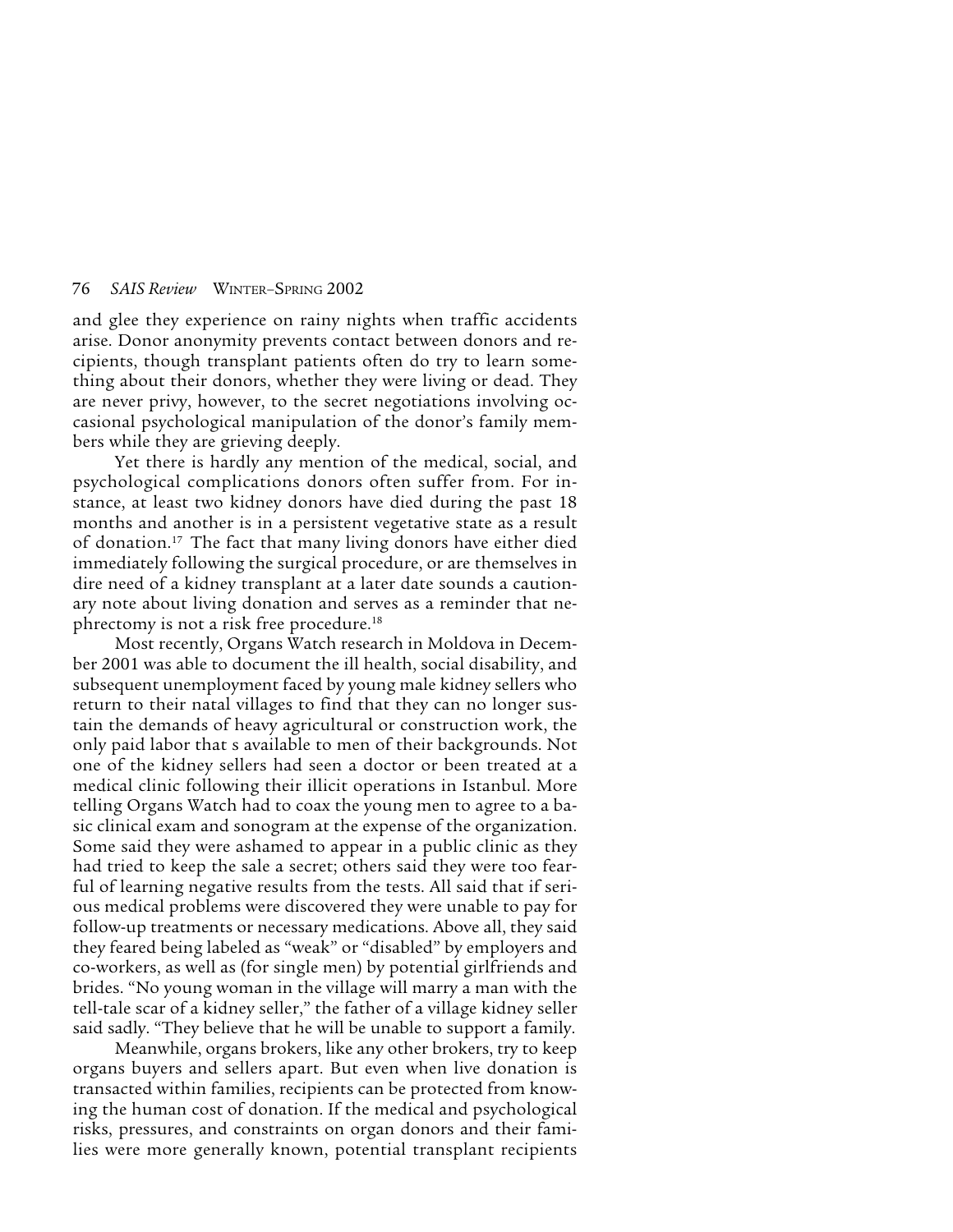and glee they experience on rainy nights when traffic accidents arise. Donor anonymity prevents contact between donors and recipients, though transplant patients often do try to learn something about their donors, whether they were living or dead. They are never privy, however, to the secret negotiations involving occasional psychological manipulation of the donor's family members while they are grieving deeply.

Yet there is hardly any mention of the medical, social, and psychological complications donors often suffer from. For instance, at least two kidney donors have died during the past 18 months and another is in a persistent vegetative state as a result of donation.[17] The fact that many living donors have either died immediately following the surgical procedure, or are themselves in dire need of a kidney transplant at a later date sounds a cautionary note about living donation and serves as a reminder that nephrectomy is not a risk free procedure.[18]

Most recently, Organs Watch research in Moldova in December 2001 was able to document the ill health, social disability, and subsequent unemployment faced by young male kidney sellers who return to their natal villages to find that they can no longer sustain the demands of heavy agricultural or construction work, the only paid labor that s available to men of their backgrounds. Not one of the kidney sellers had seen a doctor or been treated at a medical clinic following their illicit operations in Istanbul. More telling Organs Watch had to coax the young men to agree to a basic clinical exam and sonogram at the expense of the organization. Some said they were ashamed to appear in a public clinic as they had tried to keep the sale a secret; others said they were too fearful of learning negative results from the tests. All said that if serious medical problems were discovered they were unable to pay for follow-up treatments or necessary medications. Above all, they said they feared being labeled as "weak" or "disabled" by employers and co-workers, as well as (for single men) by potential girlfriends and brides. "No young woman in the village will marry a man with the tell-tale scar of a kidney seller," the father of a village kidney seller said sadly. "They believe that he will be unable to support a family.

Meanwhile, organs brokers, like any other brokers, try to keep organs buyers and sellers apart. But even when live donation is transacted within families, recipients can be protected from knowing the human cost of donation. If the medical and psychological risks, pressures, and constraints on organ donors and their families were more generally known, potential transplant recipients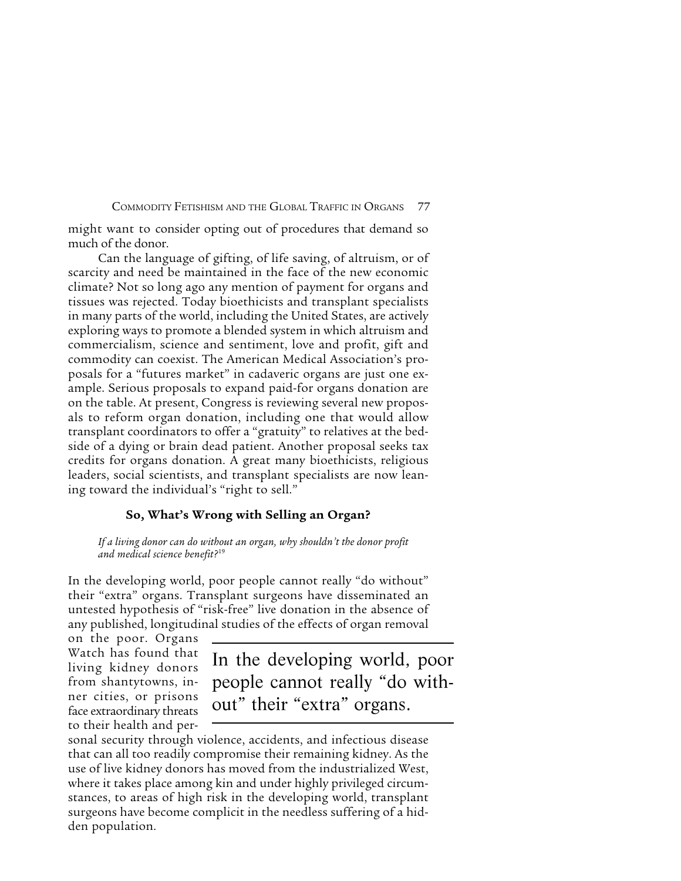might want to consider opting out of procedures that demand so much of the donor.

Can the language of gifting, of life saving, of altruism, or of scarcity and need be maintained in the face of the new economic climate? Not so long ago any mention of payment for organs and tissues was rejected. Today bioethicists and transplant specialists in many parts of the world, including the United States, are actively exploring ways to promote a blended system in which altruism and commercialism, science and sentiment, love and profit, gift and commodity can coexist. The American Medical Association's proposals for a "futures market" in cadaveric organs are just one example. Serious proposals to expand paid-for organs donation are on the table. At present, Congress is reviewing several new proposals to reform organ donation, including one that would allow transplant coordinators to offer a "gratuity" to relatives at the bedside of a dying or brain dead patient. Another proposal seeks tax credits for organs donation. A great many bioethicists, religious leaders, social scientists, and transplant specialists are now leaning toward the individual's "right to sell."

### So, What's Wrong with Selling an Organ?

*If a living donor can do without an organ, why shouldn't the donor profit and medical science benefit?*[19]

In the developing world, poor people cannot really "do without" their "extra" organs. Transplant surgeons have disseminated an untested hypothesis of "risk-free" live donation in the absence of any published, longitudinal studies of the effects of organ removal on the poor. Organs Watch has found that living kidney donors from shantytowns, inner cities, or prisons face extraordinary threats to their health and personal security through violence, accidents, and infectious disease that can all too readily compromise their remaining kidney. As the use of live kidney donors has moved from the industrialized West, where it takes place among kin and under highly privileged circumstances, to areas of high risk in the developing world, transplant surgeons have become complicit in the needless suffering of a hidden population.

> In the developing world, poor people cannot really "do without" their "extra" organs.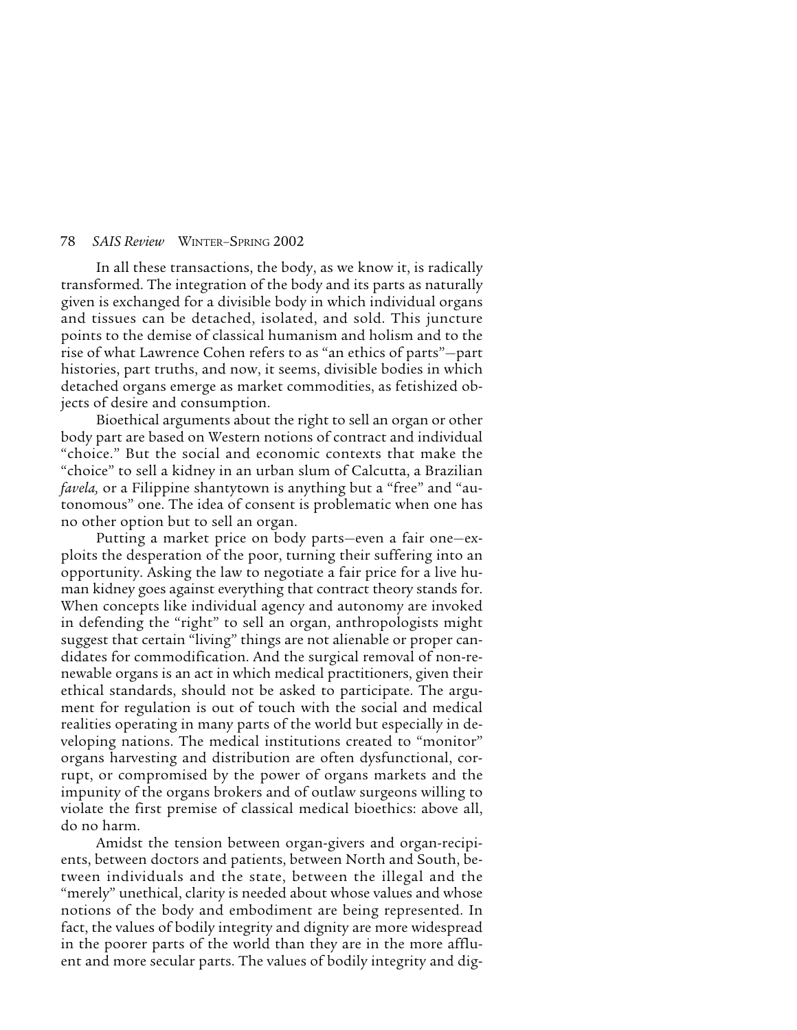In all these transactions, the body, as we know it, is radically transformed. The integration of the body and its parts as naturally given is exchanged for a divisible body in which individual organs and tissues can be detached, isolated, and sold. This juncture points to the demise of classical humanism and holism and to the rise of what Lawrence Cohen refers to as "an ethics of parts"—part histories, part truths, and now, it seems, divisible bodies in which detached organs emerge as market commodities, as fetishized objects of desire and consumption.

Bioethical arguments about the right to sell an organ or other body part are based on Western notions of contract and individual "choice." But the social and economic contexts that make the "choice" to sell a kidney in an urban slum of Calcutta, a Brazilian *favela,* or a Filippine shantytown is anything but a "free" and "autonomous" one. The idea of consent is problematic when one has no other option but to sell an organ.

Putting a market price on body parts—even a fair one—exploits the desperation of the poor, turning their suffering into an opportunity. Asking the law to negotiate a fair price for a live human kidney goes against everything that contract theory stands for. When concepts like individual agency and autonomy are invoked in defending the "right" to sell an organ, anthropologists might suggest that certain "living" things are not alienable or proper candidates for commodification. And the surgical removal of non-renewable organs is an act in which medical practitioners, given their ethical standards, should not be asked to participate. The argument for regulation is out of touch with the social and medical realities operating in many parts of the world but especially in developing nations. The medical institutions created to "monitor" organs harvesting and distribution are often dysfunctional, corrupt, or compromised by the power of organs markets and the impunity of the organs brokers and of outlaw surgeons willing to violate the first premise of classical medical bioethics: above all, do no harm.

Amidst the tension between organ-givers and organ-recipients, between doctors and patients, between North and South, between individuals and the state, between the illegal and the "merely" unethical, clarity is needed about whose values and whose notions of the body and embodiment are being represented. In fact, the values of bodily integrity and dignity are more widespread in the poorer parts of the world than they are in the more affluent and more secular parts. The values of bodily integrity and dig-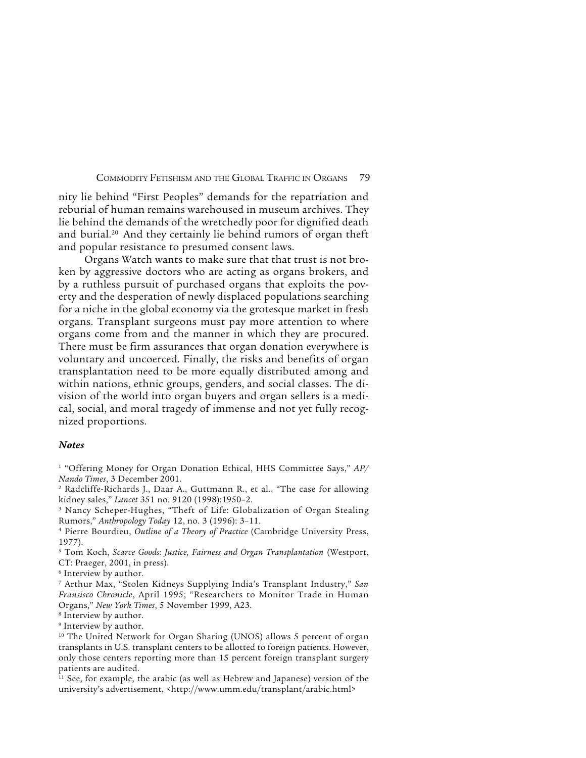nity lie behind "First Peoples" demands for the repatriation and reburial of human remains warehoused in museum archives. They lie behind the demands of the wretchedly poor for dignified death and burial.[20] And they certainly lie behind rumors of organ theft and popular resistance to presumed consent laws.

Organs Watch wants to make sure that that trust is not broken by aggressive doctors who are acting as organs brokers, and by a ruthless pursuit of purchased organs that exploits the poverty and the desperation of newly displaced populations searching for a niche in the global economy via the grotesque market in fresh organs. Transplant surgeons must pay more attention to where organs come from and the manner in which they are procured. There must be firm assurances that organ donation everywhere is voluntary and uncoerced. Finally, the risks and benefits of organ transplantation need to be more equally distributed among and within nations, ethnic groups, genders, and social classes. The division of the world into organ buyers and organ sellers is a medical, social, and moral tragedy of immense and not yet fully recognized proportions.

### *Notes*

[1] "Offering Money for Organ Donation Ethical, HHS Committee Says," *AP/Nando Times*, 3 December 2001.

[2] Radcliffe-Richards J., Daar A., Guttmann R., et al., "The case for allowing kidney sales," *Lancet* 351 no. 9120 (1998):1950–2.

[3] Nancy Scheper-Hughes, "Theft of Life: Globalization of Organ Stealing Rumors," *Anthropology Today* 12, no. 3 (1996): 3–11.

[4] Pierre Bourdieu, *Outline of a Theory of Practice* (Cambridge University Press, 1977).

[5] Tom Koch, *Scarce Goods: Justice, Fairness and Organ Transplantation* (Westport, CT: Praeger, 2001, in press).

[6] Interview by author.

[7] Arthur Max, "Stolen Kidneys Supplying India's Transplant Industry," *San Fransisco Chronicle*, April 1995; "Researchers to Monitor Trade in Human Organs," *New York Times*, 5 November 1999, A23.

[8] Interview by author.

[9] Interview by author.

[10] The United Network for Organ Sharing (UNOS) allows 5 percent of organ transplants in U.S. transplant centers to be allotted to foreign patients. However, only those centers reporting more than 15 percent foreign transplant surgery patients are audited.

[11] See, for example, the arabic (as well as Hebrew and Japanese) version of the university's advertisement, <http://www.umm.edu/transplant/arabic.html>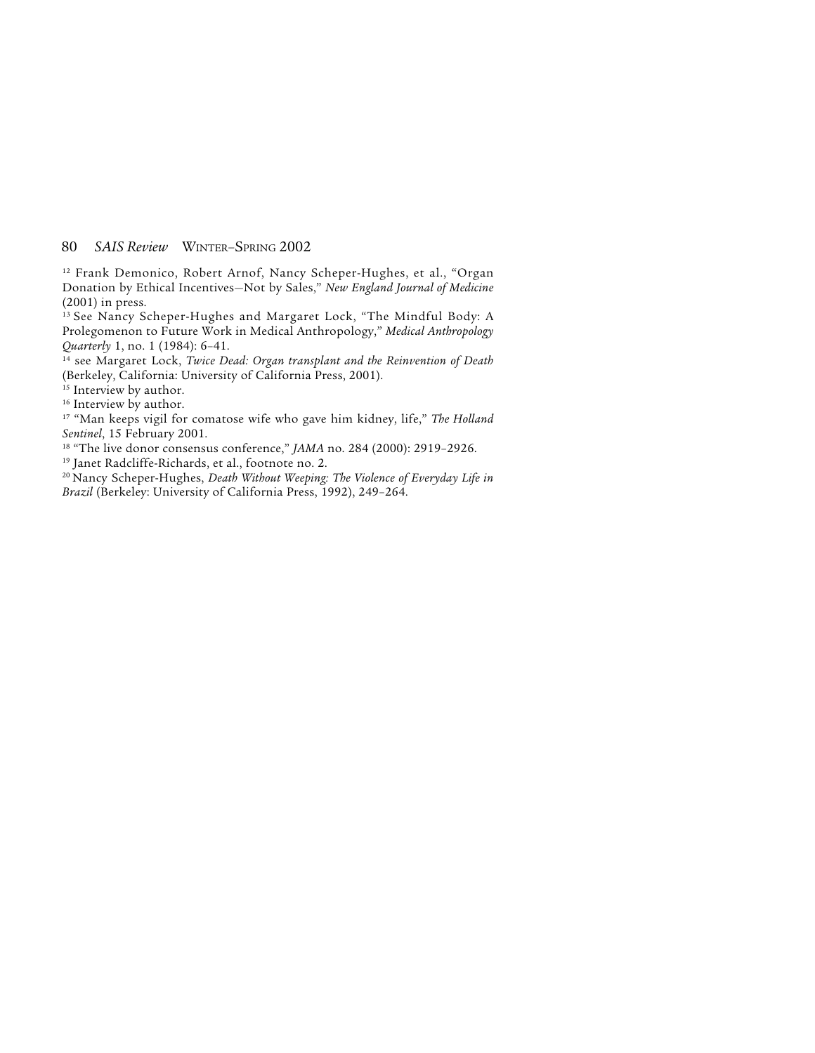[12] Frank Demonico, Robert Arnof, Nancy Scheper-Hughes, et al., "Organ Donation by Ethical Incentives—Not by Sales," *New England Journal of Medicine* (2001) in press.

[13] See Nancy Scheper-Hughes and Margaret Lock, "The Mindful Body: A Prolegomenon to Future Work in Medical Anthropology," *Medical Anthropology Quarterly* 1, no. 1 (1984): 6–41.

[14] see Margaret Lock, *Twice Dead: Organ transplant and the Reinvention of Death* (Berkeley, California: University of California Press, 2001).

[15] Interview by author.

[16] Interview by author.

[17] "Man keeps vigil for comatose wife who gave him kidney, life," *The Holland Sentinel*, 15 February 2001.

[18] "The live donor consensus conference," *JAMA* no. 284 (2000): 2919–2926.

[19] Janet Radcliffe-Richards, et al., footnote no. 2.

[20] Nancy Scheper-Hughes, *Death Without Weeping: The Violence of Everyday Life in Brazil* (Berkeley: University of California Press, 1992), 249–264.